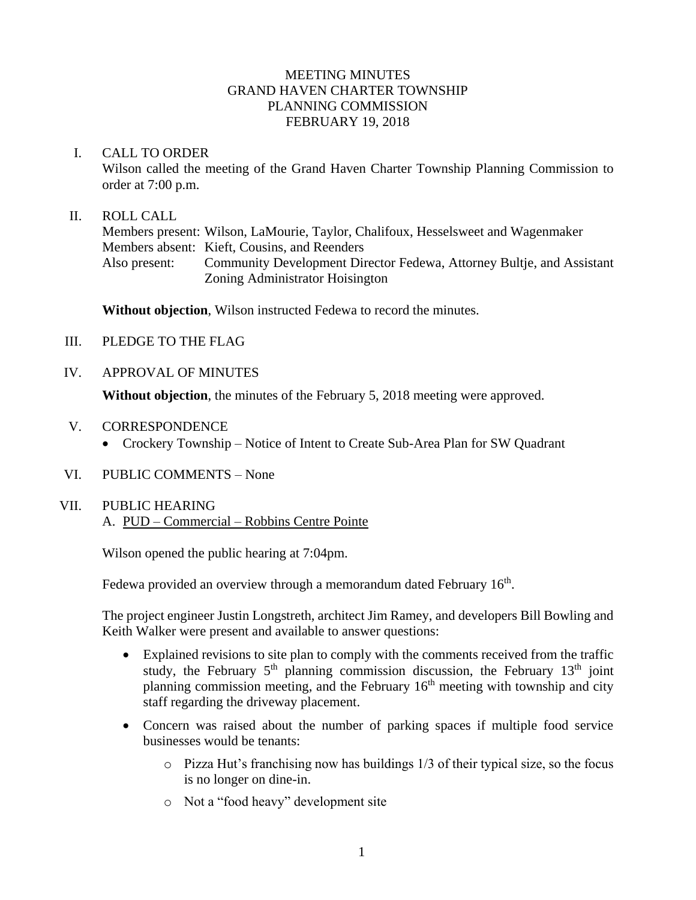# MEETING MINUTES
## GRAND HAVEN CHARTER TOWNSHIP
## PLANNING COMMISSION
## FEBRUARY 19, 2018

I. CALL TO ORDER

Wilson called the meeting of the Grand Haven Charter Township Planning Commission to order at 7:00 p.m.

II. ROLL CALL

Members present: Wilson, LaMourie, Taylor, Chalifoux, Hesselsweet and Wagenmaker
Members absent: Kieft, Cousins, and Reenders
Also present: Community Development Director Fedewa, Attorney Bultje, and Assistant Zoning Administrator Hoisington

**Without objection**, Wilson instructed Fedewa to record the minutes.

III. PLEDGE TO THE FLAG

IV. APPROVAL OF MINUTES

**Without objection**, the minutes of the February 5, 2018 meeting were approved.

V. CORRESPONDENCE

- Crockery Township – Notice of Intent to Create Sub-Area Plan for SW Quadrant

VI. PUBLIC COMMENTS – None

VII. PUBLIC HEARING

A. PUD – Commercial – Robbins Centre Pointe

Wilson opened the public hearing at 7:04pm.

Fedewa provided an overview through a memorandum dated February 16th.

The project engineer Justin Longstreth, architect Jim Ramey, and developers Bill Bowling and Keith Walker were present and available to answer questions:

- Explained revisions to site plan to comply with the comments received from the traffic study, the February 5th planning commission discussion, the February 13th joint planning commission meeting, and the February 16th meeting with township and city staff regarding the driveway placement.
- Concern was raised about the number of parking spaces if multiple food service businesses would be tenants:
  - Pizza Hut's franchising now has buildings 1/3 of their typical size, so the focus is no longer on dine-in.
  - Not a "food heavy" development site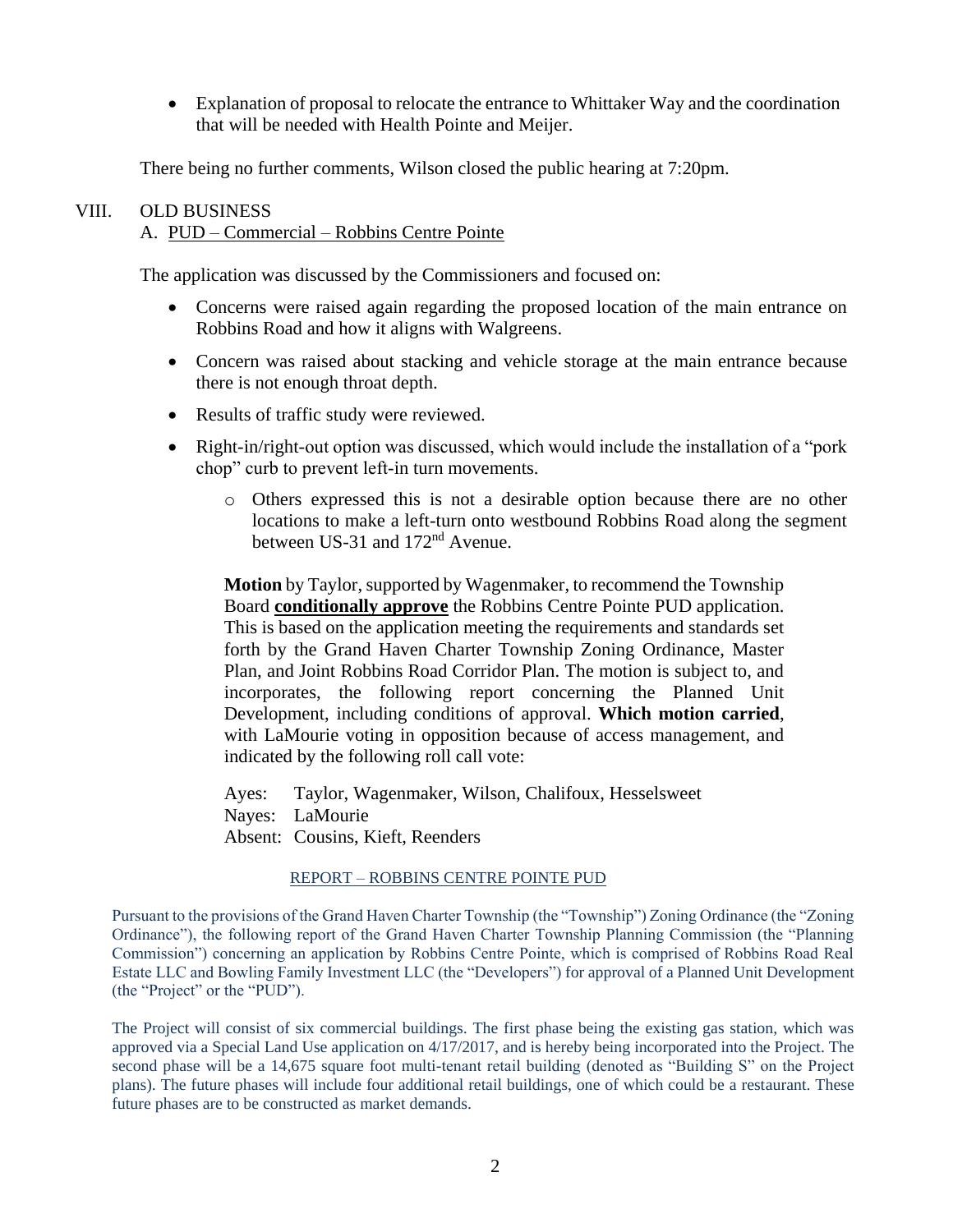- Explanation of proposal to relocate the entrance to Whittaker Way and the coordination that will be needed with Health Pointe and Meijer.

There being no further comments, Wilson closed the public hearing at 7:20pm.

VIII. OLD BUSINESS

A. PUD – Commercial – Robbins Centre Pointe

The application was discussed by the Commissioners and focused on:

- Concerns were raised again regarding the proposed location of the main entrance on Robbins Road and how it aligns with Walgreens.
- Concern was raised about stacking and vehicle storage at the main entrance because there is not enough throat depth.
- Results of traffic study were reviewed.
- Right-in/right-out option was discussed, which would include the installation of a "pork chop" curb to prevent left-in turn movements.
  - Others expressed this is not a desirable option because there are no other locations to make a left-turn onto westbound Robbins Road along the segment between US-31 and 172nd Avenue.

**Motion** by Taylor, supported by Wagenmaker, to recommend the Township Board **conditionally approve** the Robbins Centre Pointe PUD application. This is based on the application meeting the requirements and standards set forth by the Grand Haven Charter Township Zoning Ordinance, Master Plan, and Joint Robbins Road Corridor Plan. The motion is subject to, and incorporates, the following report concerning the Planned Unit Development, including conditions of approval. **Which motion carried**, with LaMourie voting in opposition because of access management, and indicated by the following roll call vote:

Ayes: Taylor, Wagenmaker, Wilson, Chalifoux, Hesselsweet
Nayes: LaMourie
Absent: Cousins, Kieft, Reenders

REPORT – ROBBINS CENTRE POINTE PUD

Pursuant to the provisions of the Grand Haven Charter Township (the "Township") Zoning Ordinance (the "Zoning Ordinance"), the following report of the Grand Haven Charter Township Planning Commission (the "Planning Commission") concerning an application by Robbins Centre Pointe, which is comprised of Robbins Road Real Estate LLC and Bowling Family Investment LLC (the "Developers") for approval of a Planned Unit Development (the "Project" or the "PUD").

The Project will consist of six commercial buildings. The first phase being the existing gas station, which was approved via a Special Land Use application on 4/17/2017, and is hereby being incorporated into the Project. The second phase will be a 14,675 square foot multi-tenant retail building (denoted as "Building S" on the Project plans). The future phases will include four additional retail buildings, one of which could be a restaurant. These future phases are to be constructed as market demands.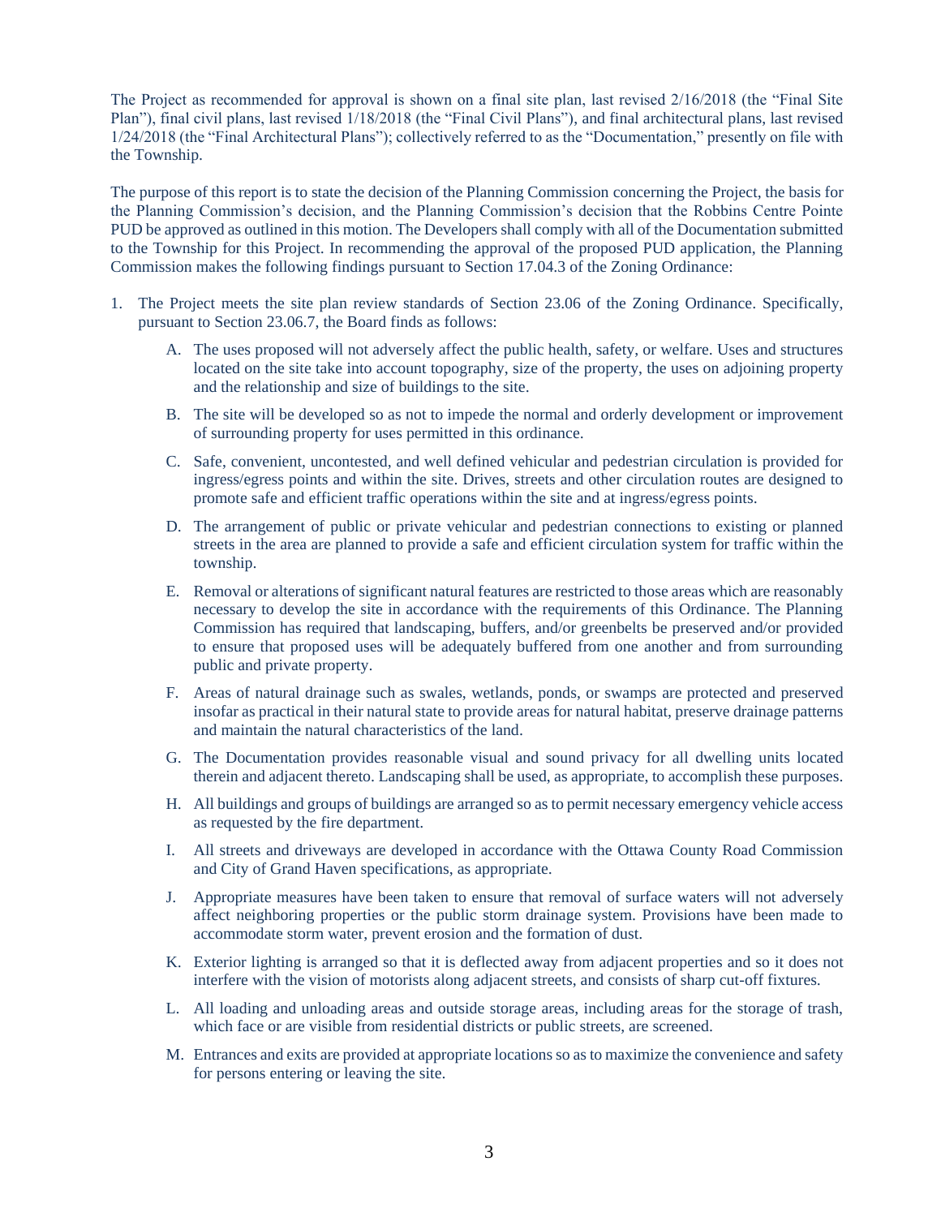The Project as recommended for approval is shown on a final site plan, last revised 2/16/2018 (the "Final Site Plan"), final civil plans, last revised 1/18/2018 (the "Final Civil Plans"), and final architectural plans, last revised 1/24/2018 (the "Final Architectural Plans"); collectively referred to as the "Documentation," presently on file with the Township.

The purpose of this report is to state the decision of the Planning Commission concerning the Project, the basis for the Planning Commission's decision, and the Planning Commission's decision that the Robbins Centre Pointe PUD be approved as outlined in this motion. The Developers shall comply with all of the Documentation submitted to the Township for this Project. In recommending the approval of the proposed PUD application, the Planning Commission makes the following findings pursuant to Section 17.04.3 of the Zoning Ordinance:

1. The Project meets the site plan review standards of Section 23.06 of the Zoning Ordinance. Specifically, pursuant to Section 23.06.7, the Board finds as follows:

    A. The uses proposed will not adversely affect the public health, safety, or welfare. Uses and structures located on the site take into account topography, size of the property, the uses on adjoining property and the relationship and size of buildings to the site.

    B. The site will be developed so as not to impede the normal and orderly development or improvement of surrounding property for uses permitted in this ordinance.

    C. Safe, convenient, uncontested, and well defined vehicular and pedestrian circulation is provided for ingress/egress points and within the site. Drives, streets and other circulation routes are designed to promote safe and efficient traffic operations within the site and at ingress/egress points.

    D. The arrangement of public or private vehicular and pedestrian connections to existing or planned streets in the area are planned to provide a safe and efficient circulation system for traffic within the township.

    E. Removal or alterations of significant natural features are restricted to those areas which are reasonably necessary to develop the site in accordance with the requirements of this Ordinance. The Planning Commission has required that landscaping, buffers, and/or greenbelts be preserved and/or provided to ensure that proposed uses will be adequately buffered from one another and from surrounding public and private property.

    F. Areas of natural drainage such as swales, wetlands, ponds, or swamps are protected and preserved insofar as practical in their natural state to provide areas for natural habitat, preserve drainage patterns and maintain the natural characteristics of the land.

    G. The Documentation provides reasonable visual and sound privacy for all dwelling units located therein and adjacent thereto. Landscaping shall be used, as appropriate, to accomplish these purposes.

    H. All buildings and groups of buildings are arranged so as to permit necessary emergency vehicle access as requested by the fire department.

    I. All streets and driveways are developed in accordance with the Ottawa County Road Commission and City of Grand Haven specifications, as appropriate.

    J. Appropriate measures have been taken to ensure that removal of surface waters will not adversely affect neighboring properties or the public storm drainage system. Provisions have been made to accommodate storm water, prevent erosion and the formation of dust.

    K. Exterior lighting is arranged so that it is deflected away from adjacent properties and so it does not interfere with the vision of motorists along adjacent streets, and consists of sharp cut-off fixtures.

    L. All loading and unloading areas and outside storage areas, including areas for the storage of trash, which face or are visible from residential districts or public streets, are screened.

    M. Entrances and exits are provided at appropriate locations so as to maximize the convenience and safety for persons entering or leaving the site.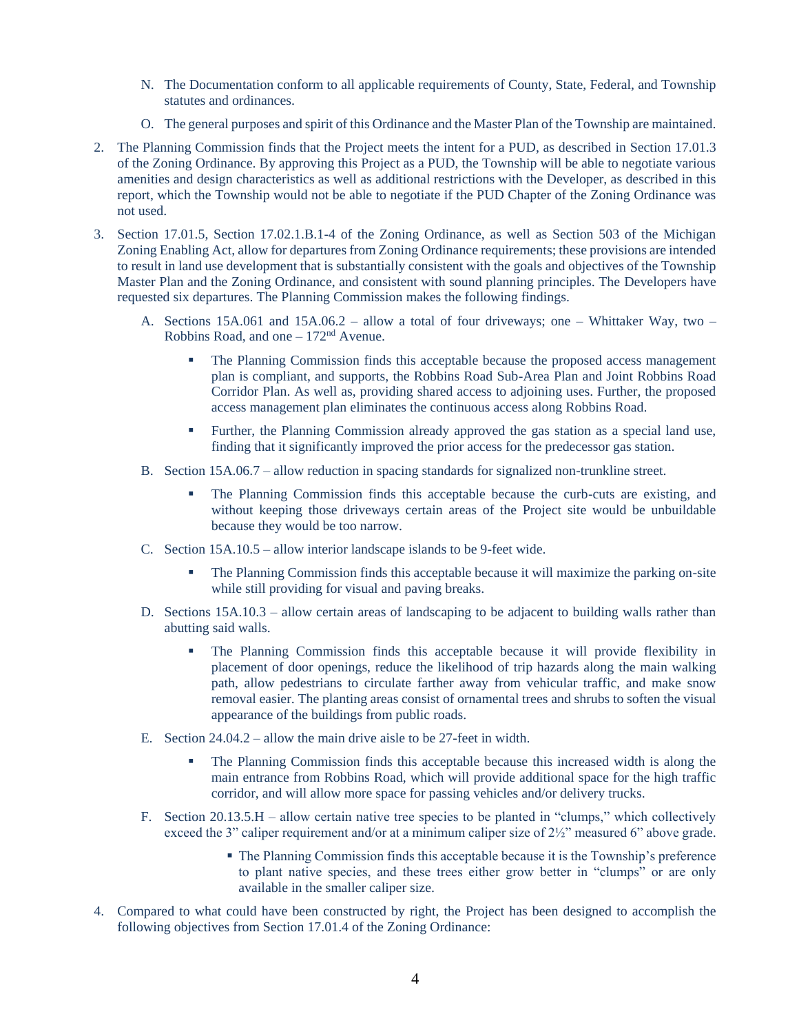N. The Documentation conform to all applicable requirements of County, State, Federal, and Township statutes and ordinances.

O. The general purposes and spirit of this Ordinance and the Master Plan of the Township are maintained.

2. The Planning Commission finds that the Project meets the intent for a PUD, as described in Section 17.01.3 of the Zoning Ordinance. By approving this Project as a PUD, the Township will be able to negotiate various amenities and design characteristics as well as additional restrictions with the Developer, as described in this report, which the Township would not be able to negotiate if the PUD Chapter of the Zoning Ordinance was not used.

3. Section 17.01.5, Section 17.02.1.B.1-4 of the Zoning Ordinance, as well as Section 503 of the Michigan Zoning Enabling Act, allow for departures from Zoning Ordinance requirements; these provisions are intended to result in land use development that is substantially consistent with the goals and objectives of the Township Master Plan and the Zoning Ordinance, and consistent with sound planning principles. The Developers have requested six departures. The Planning Commission makes the following findings.

   A. Sections 15A.061 and 15A.06.2 – allow a total of four driveways; one – Whittaker Way, two – Robbins Road, and one – 172nd Avenue.

      - The Planning Commission finds this acceptable because the proposed access management plan is compliant, and supports, the Robbins Road Sub-Area Plan and Joint Robbins Road Corridor Plan. As well as, providing shared access to adjoining uses. Further, the proposed access management plan eliminates the continuous access along Robbins Road.
      - Further, the Planning Commission already approved the gas station as a special land use, finding that it significantly improved the prior access for the predecessor gas station.

   B. Section 15A.06.7 – allow reduction in spacing standards for signalized non-trunkline street.

      - The Planning Commission finds this acceptable because the curb-cuts are existing, and without keeping those driveways certain areas of the Project site would be unbuildable because they would be too narrow.

   C. Section 15A.10.5 – allow interior landscape islands to be 9-feet wide.

      - The Planning Commission finds this acceptable because it will maximize the parking on-site while still providing for visual and paving breaks.

   D. Sections 15A.10.3 – allow certain areas of landscaping to be adjacent to building walls rather than abutting said walls.

      - The Planning Commission finds this acceptable because it will provide flexibility in placement of door openings, reduce the likelihood of trip hazards along the main walking path, allow pedestrians to circulate farther away from vehicular traffic, and make snow removal easier. The planting areas consist of ornamental trees and shrubs to soften the visual appearance of the buildings from public roads.

   E. Section 24.04.2 – allow the main drive aisle to be 27-feet in width.

      - The Planning Commission finds this acceptable because this increased width is along the main entrance from Robbins Road, which will provide additional space for the high traffic corridor, and will allow more space for passing vehicles and/or delivery trucks.

   F. Section 20.13.5.H – allow certain native tree species to be planted in "clumps," which collectively exceed the 3" caliper requirement and/or at a minimum caliper size of 2½" measured 6" above grade.

      - The Planning Commission finds this acceptable because it is the Township's preference to plant native species, and these trees either grow better in "clumps" or are only available in the smaller caliper size.

4. Compared to what could have been constructed by right, the Project has been designed to accomplish the following objectives from Section 17.01.4 of the Zoning Ordinance: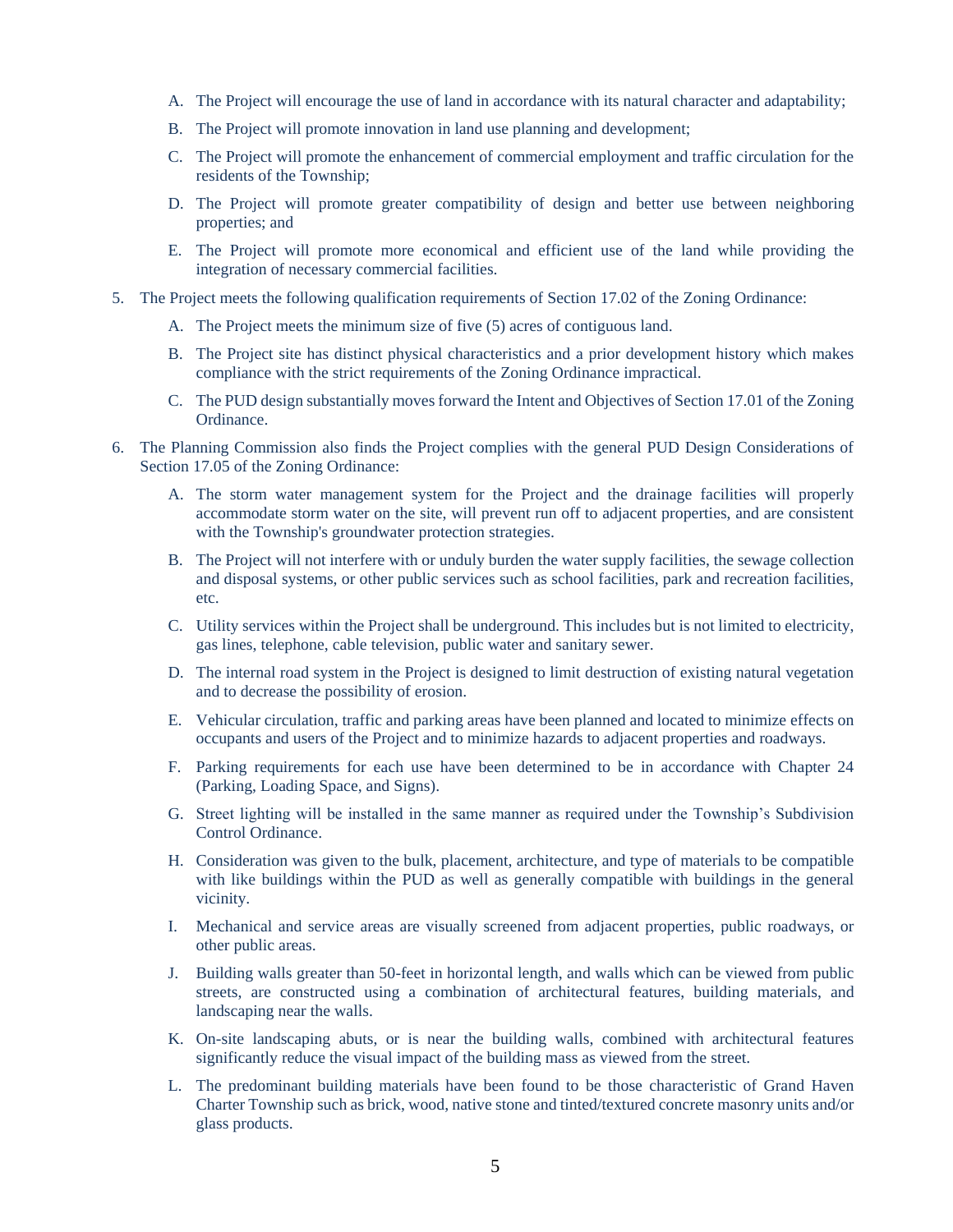A. The Project will encourage the use of land in accordance with its natural character and adaptability;

   B. The Project will promote innovation in land use planning and development;

   C. The Project will promote the enhancement of commercial employment and traffic circulation for the residents of the Township;

   D. The Project will promote greater compatibility of design and better use between neighboring properties; and

   E. The Project will promote more economical and efficient use of the land while providing the integration of necessary commercial facilities.

5. The Project meets the following qualification requirements of Section 17.02 of the Zoning Ordinance:

   A. The Project meets the minimum size of five (5) acres of contiguous land.

   B. The Project site has distinct physical characteristics and a prior development history which makes compliance with the strict requirements of the Zoning Ordinance impractical.

   C. The PUD design substantially moves forward the Intent and Objectives of Section 17.01 of the Zoning Ordinance.

6. The Planning Commission also finds the Project complies with the general PUD Design Considerations of Section 17.05 of the Zoning Ordinance:

   A. The storm water management system for the Project and the drainage facilities will properly accommodate storm water on the site, will prevent run off to adjacent properties, and are consistent with the Township's groundwater protection strategies.

   B. The Project will not interfere with or unduly burden the water supply facilities, the sewage collection and disposal systems, or other public services such as school facilities, park and recreation facilities, etc.

   C. Utility services within the Project shall be underground. This includes but is not limited to electricity, gas lines, telephone, cable television, public water and sanitary sewer.

   D. The internal road system in the Project is designed to limit destruction of existing natural vegetation and to decrease the possibility of erosion.

   E. Vehicular circulation, traffic and parking areas have been planned and located to minimize effects on occupants and users of the Project and to minimize hazards to adjacent properties and roadways.

   F. Parking requirements for each use have been determined to be in accordance with Chapter 24 (Parking, Loading Space, and Signs).

   G. Street lighting will be installed in the same manner as required under the Township's Subdivision Control Ordinance.

   H. Consideration was given to the bulk, placement, architecture, and type of materials to be compatible with like buildings within the PUD as well as generally compatible with buildings in the general vicinity.

   I. Mechanical and service areas are visually screened from adjacent properties, public roadways, or other public areas.

   J. Building walls greater than 50-feet in horizontal length, and walls which can be viewed from public streets, are constructed using a combination of architectural features, building materials, and landscaping near the walls.

   K. On-site landscaping abuts, or is near the building walls, combined with architectural features significantly reduce the visual impact of the building mass as viewed from the street.

   L. The predominant building materials have been found to be those characteristic of Grand Haven Charter Township such as brick, wood, native stone and tinted/textured concrete masonry units and/or glass products.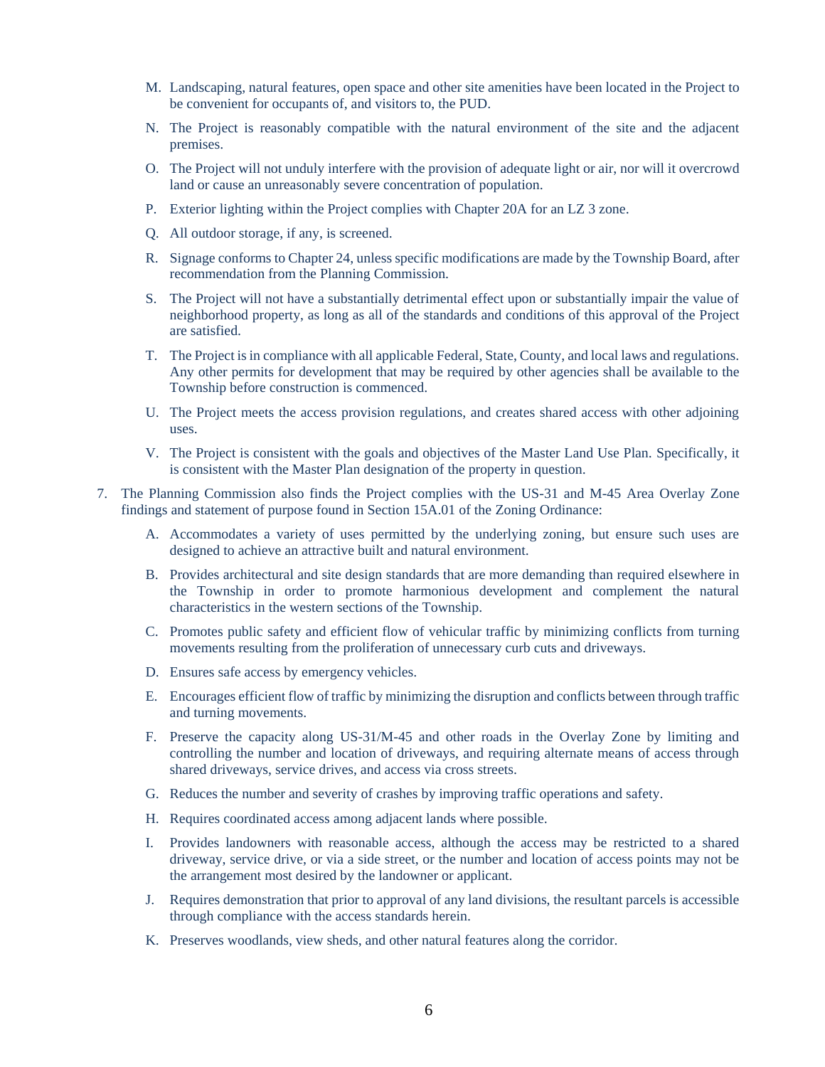M. Landscaping, natural features, open space and other site amenities have been located in the Project to be convenient for occupants of, and visitors to, the PUD.

N. The Project is reasonably compatible with the natural environment of the site and the adjacent premises.

O. The Project will not unduly interfere with the provision of adequate light or air, nor will it overcrowd land or cause an unreasonably severe concentration of population.

P. Exterior lighting within the Project complies with Chapter 20A for an LZ 3 zone.

Q. All outdoor storage, if any, is screened.

R. Signage conforms to Chapter 24, unless specific modifications are made by the Township Board, after recommendation from the Planning Commission.

S. The Project will not have a substantially detrimental effect upon or substantially impair the value of neighborhood property, as long as all of the standards and conditions of this approval of the Project are satisfied.

T. The Project is in compliance with all applicable Federal, State, County, and local laws and regulations. Any other permits for development that may be required by other agencies shall be available to the Township before construction is commenced.

U. The Project meets the access provision regulations, and creates shared access with other adjoining uses.

V. The Project is consistent with the goals and objectives of the Master Land Use Plan. Specifically, it is consistent with the Master Plan designation of the property in question.

7. The Planning Commission also finds the Project complies with the US-31 and M-45 Area Overlay Zone findings and statement of purpose found in Section 15A.01 of the Zoning Ordinance:

   A. Accommodates a variety of uses permitted by the underlying zoning, but ensure such uses are designed to achieve an attractive built and natural environment.

   B. Provides architectural and site design standards that are more demanding than required elsewhere in the Township in order to promote harmonious development and complement the natural characteristics in the western sections of the Township.

   C. Promotes public safety and efficient flow of vehicular traffic by minimizing conflicts from turning movements resulting from the proliferation of unnecessary curb cuts and driveways.

   D. Ensures safe access by emergency vehicles.

   E. Encourages efficient flow of traffic by minimizing the disruption and conflicts between through traffic and turning movements.

   F. Preserve the capacity along US-31/M-45 and other roads in the Overlay Zone by limiting and controlling the number and location of driveways, and requiring alternate means of access through shared driveways, service drives, and access via cross streets.

   G. Reduces the number and severity of crashes by improving traffic operations and safety.

   H. Requires coordinated access among adjacent lands where possible.

   I. Provides landowners with reasonable access, although the access may be restricted to a shared driveway, service drive, or via a side street, or the number and location of access points may not be the arrangement most desired by the landowner or applicant.

   J. Requires demonstration that prior to approval of any land divisions, the resultant parcels is accessible through compliance with the access standards herein.

   K. Preserves woodlands, view sheds, and other natural features along the corridor.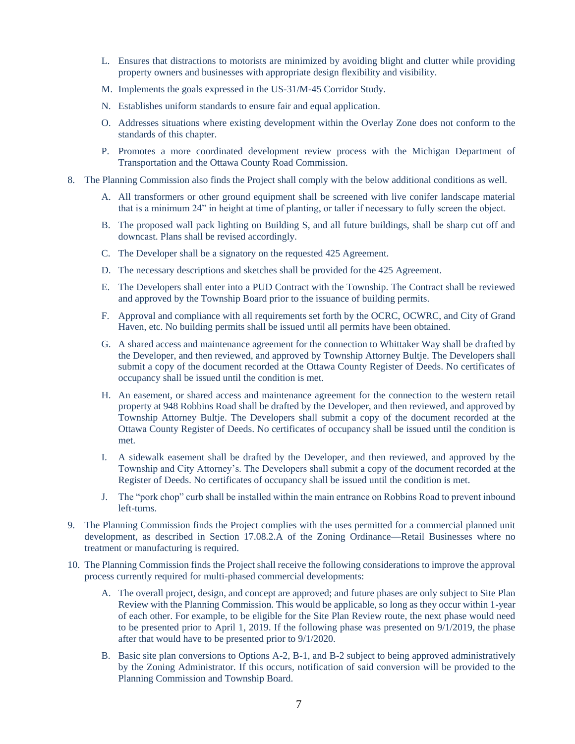L. Ensures that distractions to motorists are minimized by avoiding blight and clutter while providing property owners and businesses with appropriate design flexibility and visibility.

M. Implements the goals expressed in the US-31/M-45 Corridor Study.

N. Establishes uniform standards to ensure fair and equal application.

O. Addresses situations where existing development within the Overlay Zone does not conform to the standards of this chapter.

P. Promotes a more coordinated development review process with the Michigan Department of Transportation and the Ottawa County Road Commission.

8. The Planning Commission also finds the Project shall comply with the below additional conditions as well.

   A. All transformers or other ground equipment shall be screened with live conifer landscape material that is a minimum 24" in height at time of planting, or taller if necessary to fully screen the object.

   B. The proposed wall pack lighting on Building S, and all future buildings, shall be sharp cut off and downcast. Plans shall be revised accordingly.

   C. The Developer shall be a signatory on the requested 425 Agreement.

   D. The necessary descriptions and sketches shall be provided for the 425 Agreement.

   E. The Developers shall enter into a PUD Contract with the Township. The Contract shall be reviewed and approved by the Township Board prior to the issuance of building permits.

   F. Approval and compliance with all requirements set forth by the OCRC, OCWRC, and City of Grand Haven, etc. No building permits shall be issued until all permits have been obtained.

   G. A shared access and maintenance agreement for the connection to Whittaker Way shall be drafted by the Developer, and then reviewed, and approved by Township Attorney Bultje. The Developers shall submit a copy of the document recorded at the Ottawa County Register of Deeds. No certificates of occupancy shall be issued until the condition is met.

   H. An easement, or shared access and maintenance agreement for the connection to the western retail property at 948 Robbins Road shall be drafted by the Developer, and then reviewed, and approved by Township Attorney Bultje. The Developers shall submit a copy of the document recorded at the Ottawa County Register of Deeds. No certificates of occupancy shall be issued until the condition is met.

   I. A sidewalk easement shall be drafted by the Developer, and then reviewed, and approved by the Township and City Attorney's. The Developers shall submit a copy of the document recorded at the Register of Deeds. No certificates of occupancy shall be issued until the condition is met.

   J. The "pork chop" curb shall be installed within the main entrance on Robbins Road to prevent inbound left-turns.

9. The Planning Commission finds the Project complies with the uses permitted for a commercial planned unit development, as described in Section 17.08.2.A of the Zoning Ordinance—Retail Businesses where no treatment or manufacturing is required.

10. The Planning Commission finds the Project shall receive the following considerations to improve the approval process currently required for multi-phased commercial developments:

    A. The overall project, design, and concept are approved; and future phases are only subject to Site Plan Review with the Planning Commission. This would be applicable, so long as they occur within 1-year of each other. For example, to be eligible for the Site Plan Review route, the next phase would need to be presented prior to April 1, 2019. If the following phase was presented on 9/1/2019, the phase after that would have to be presented prior to 9/1/2020.

    B. Basic site plan conversions to Options A-2, B-1, and B-2 subject to being approved administratively by the Zoning Administrator. If this occurs, notification of said conversion will be provided to the Planning Commission and Township Board.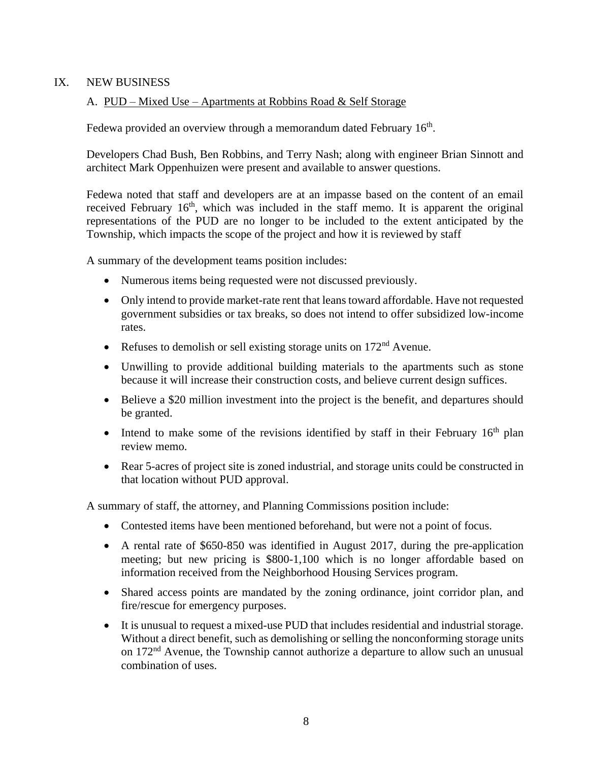## IX. NEW BUSINESS

### A. PUD – Mixed Use – Apartments at Robbins Road & Self Storage

Fedewa provided an overview through a memorandum dated February 16th.

Developers Chad Bush, Ben Robbins, and Terry Nash; along with engineer Brian Sinnott and architect Mark Oppenhuizen were present and available to answer questions.

Fedewa noted that staff and developers are at an impasse based on the content of an email received February 16th, which was included in the staff memo. It is apparent the original representations of the PUD are no longer to be included to the extent anticipated by the Township, which impacts the scope of the project and how it is reviewed by staff

A summary of the development teams position includes:

- Numerous items being requested were not discussed previously.
- Only intend to provide market-rate rent that leans toward affordable. Have not requested government subsidies or tax breaks, so does not intend to offer subsidized low-income rates.
- Refuses to demolish or sell existing storage units on 172nd Avenue.
- Unwilling to provide additional building materials to the apartments such as stone because it will increase their construction costs, and believe current design suffices.
- Believe a $20 million investment into the project is the benefit, and departures should be granted.
- Intend to make some of the revisions identified by staff in their February 16th plan review memo.
- Rear 5-acres of project site is zoned industrial, and storage units could be constructed in that location without PUD approval.

A summary of staff, the attorney, and Planning Commissions position include:

- Contested items have been mentioned beforehand, but were not a point of focus.
- A rental rate of $650-850 was identified in August 2017, during the pre-application meeting; but new pricing is $800-1,100 which is no longer affordable based on information received from the Neighborhood Housing Services program.
- Shared access points are mandated by the zoning ordinance, joint corridor plan, and fire/rescue for emergency purposes.
- It is unusual to request a mixed-use PUD that includes residential and industrial storage. Without a direct benefit, such as demolishing or selling the nonconforming storage units on 172nd Avenue, the Township cannot authorize a departure to allow such an unusual combination of uses.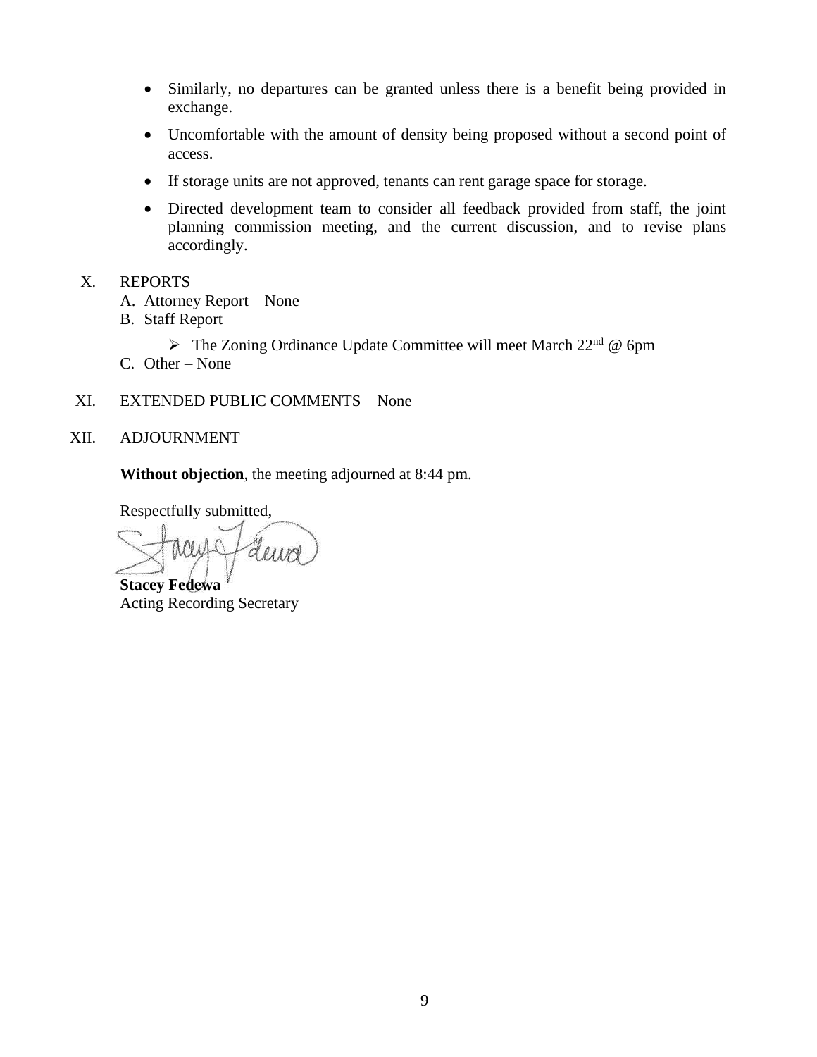- Similarly, no departures can be granted unless there is a benefit being provided in exchange.
- Uncomfortable with the amount of density being proposed without a second point of access.
- If storage units are not approved, tenants can rent garage space for storage.
- Directed development team to consider all feedback provided from staff, the joint planning commission meeting, and the current discussion, and to revise plans accordingly.

X. REPORTS

A. Attorney Report – None

B. Staff Report

- The Zoning Ordinance Update Committee will meet March 22nd @ 6pm

C. Other – None

XI. EXTENDED PUBLIC COMMENTS – None

XII. ADJOURNMENT

**Without objection**, the meeting adjourned at 8:44 pm.

Respectfully submitted,

**Stacey Fedewa**
Acting Recording Secretary